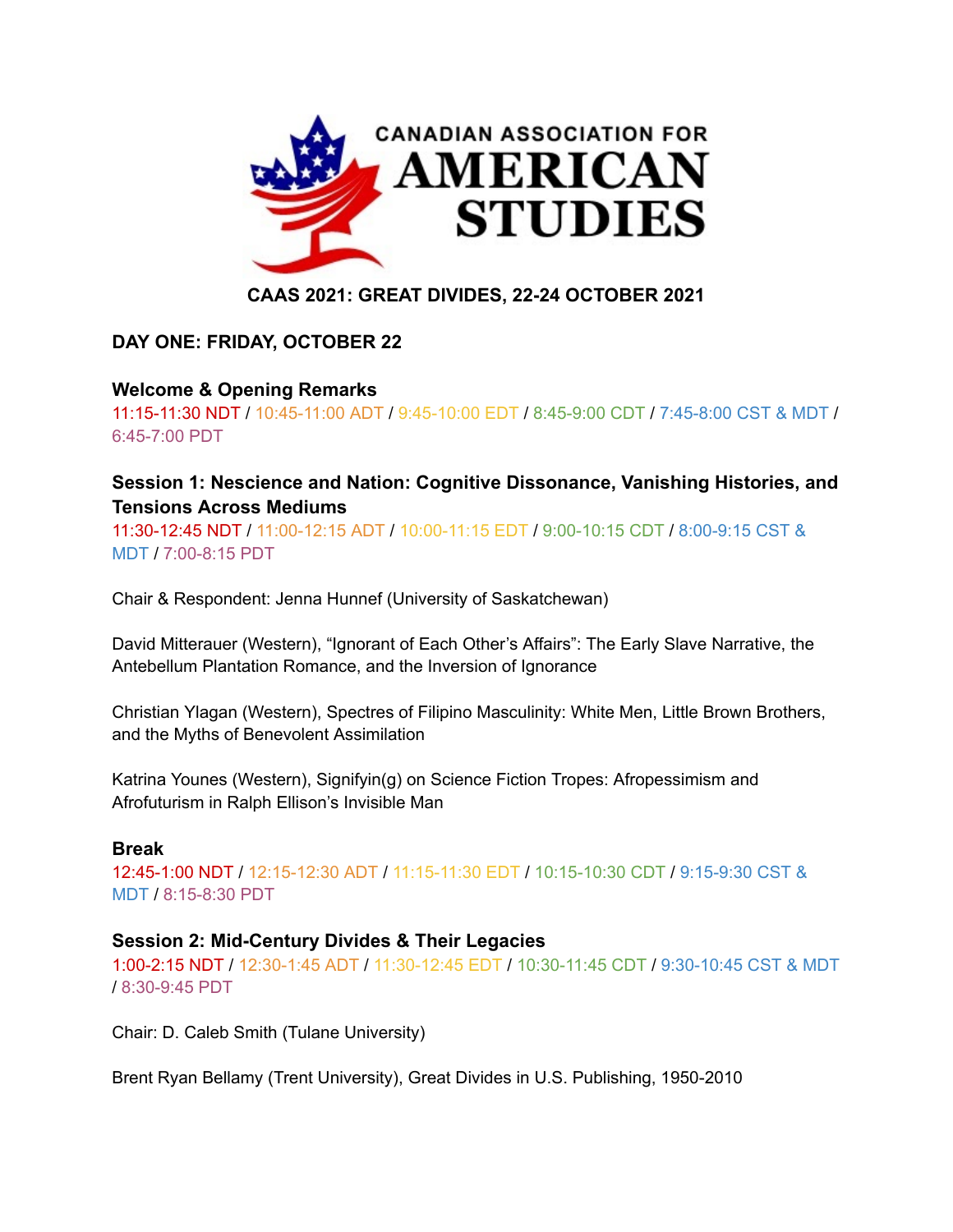CANADIAN ASSOCIATION FOR AMERICAN STUDIES

**CAAS 2021: GREAT DIVIDES, 22-24 OCTOBER 2021**

## DAY ONE: FRIDAY, OCTOBER 22

### Welcome & Opening Remarks

11:15-11:30 NDT / 10:45-11:00 ADT / 9:45-10:00 EDT / 8:45-9:00 CDT / 7:45-8:00 CST & MDT / 6:45-7:00 PDT

### Session 1: Nescience and Nation: Cognitive Dissonance, Vanishing Histories, and Tensions Across Mediums

11:30-12:45 NDT / 11:00-12:15 ADT / 10:00-11:15 EDT / 9:00-10:15 CDT / 8:00-9:15 CST & MDT / 7:00-8:15 PDT

Chair & Respondent: Jenna Hunnef (University of Saskatchewan)

David Mitterauer (Western), "Ignorant of Each Other's Affairs": The Early Slave Narrative, the Antebellum Plantation Romance, and the Inversion of Ignorance

Christian Ylagan (Western), Spectres of Filipino Masculinity: White Men, Little Brown Brothers, and the Myths of Benevolent Assimilation

Katrina Younes (Western), Signifyin(g) on Science Fiction Tropes: Afropessimism and Afrofuturism in Ralph Ellison's Invisible Man

### Break

12:45-1:00 NDT / 12:15-12:30 ADT / 11:15-11:30 EDT / 10:15-10:30 CDT / 9:15-9:30 CST & MDT / 8:15-8:30 PDT

### Session 2: Mid-Century Divides & Their Legacies

1:00-2:15 NDT / 12:30-1:45 ADT / 11:30-12:45 EDT / 10:30-11:45 CDT / 9:30-10:45 CST & MDT / 8:30-9:45 PDT

Chair: D. Caleb Smith (Tulane University)

Brent Ryan Bellamy (Trent University), Great Divides in U.S. Publishing, 1950-2010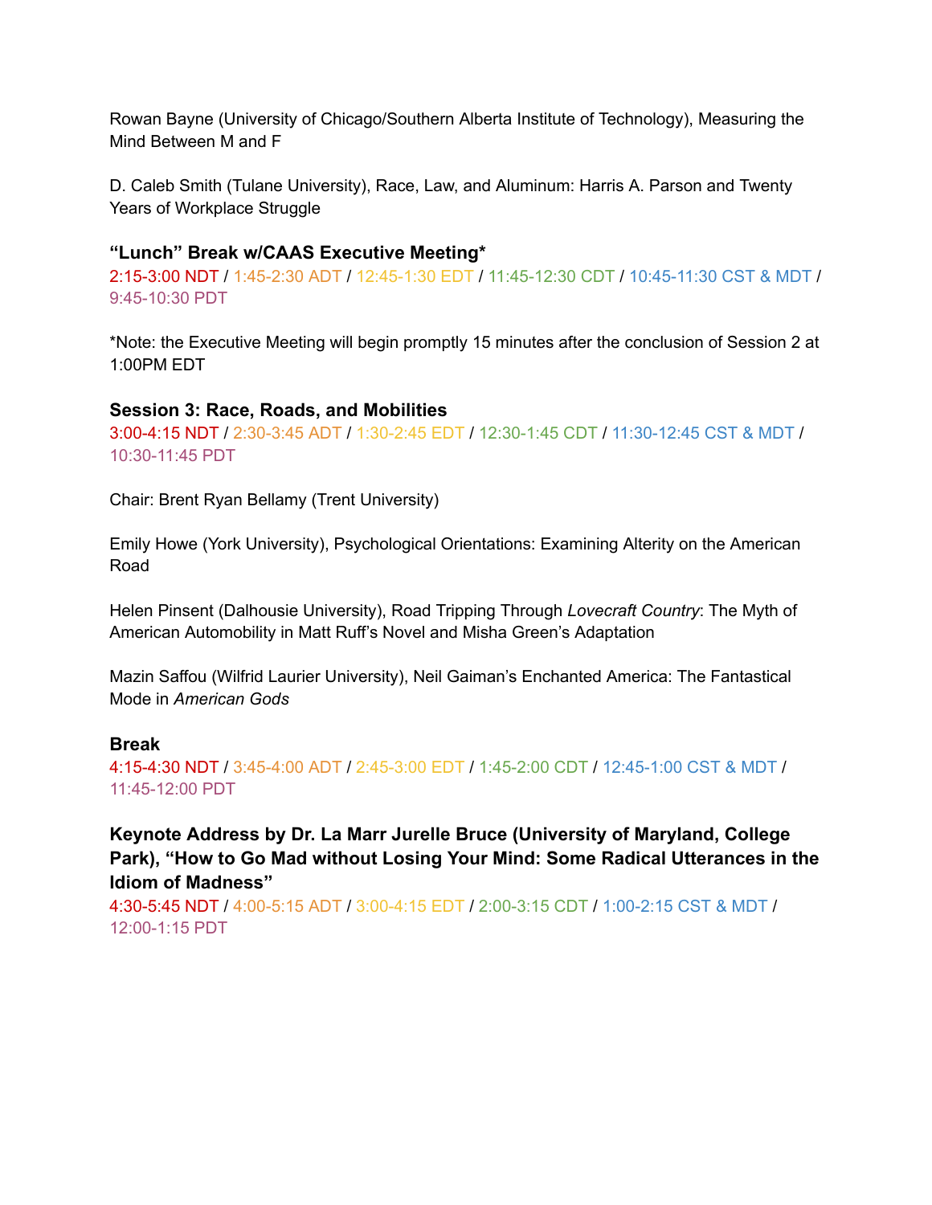Rowan Bayne (University of Chicago/Southern Alberta Institute of Technology), Measuring the Mind Between M and F

D. Caleb Smith (Tulane University), Race, Law, and Aluminum: Harris A. Parson and Twenty Years of Workplace Struggle

**"Lunch" Break w/CAAS Executive Meeting***

2:15-3:00 NDT / 1:45-2:30 ADT / 12:45-1:30 EDT / 11:45-12:30 CDT / 10:45-11:30 CST & MDT / 9:45-10:30 PDT

*Note: the Executive Meeting will begin promptly 15 minutes after the conclusion of Session 2 at 1:00PM EDT

**Session 3: Race, Roads, and Mobilities**

3:00-4:15 NDT / 2:30-3:45 ADT / 1:30-2:45 EDT / 12:30-1:45 CDT / 11:30-12:45 CST & MDT / 10:30-11:45 PDT

Chair: Brent Ryan Bellamy (Trent University)

Emily Howe (York University), Psychological Orientations: Examining Alterity on the American Road

Helen Pinsent (Dalhousie University), Road Tripping Through *Lovecraft Country*: The Myth of American Automobility in Matt Ruff's Novel and Misha Green's Adaptation

Mazin Saffou (Wilfrid Laurier University), Neil Gaiman's Enchanted America: The Fantastical Mode in *American Gods*

**Break**

4:15-4:30 NDT / 3:45-4:00 ADT / 2:45-3:00 EDT / 1:45-2:00 CDT / 12:45-1:00 CST & MDT / 11:45-12:00 PDT

**Keynote Address by Dr. La Marr Jurelle Bruce (University of Maryland, College Park), "How to Go Mad without Losing Your Mind: Some Radical Utterances in the Idiom of Madness"**

4:30-5:45 NDT / 4:00-5:15 ADT / 3:00-4:15 EDT / 2:00-3:15 CDT / 1:00-2:15 CST & MDT / 12:00-1:15 PDT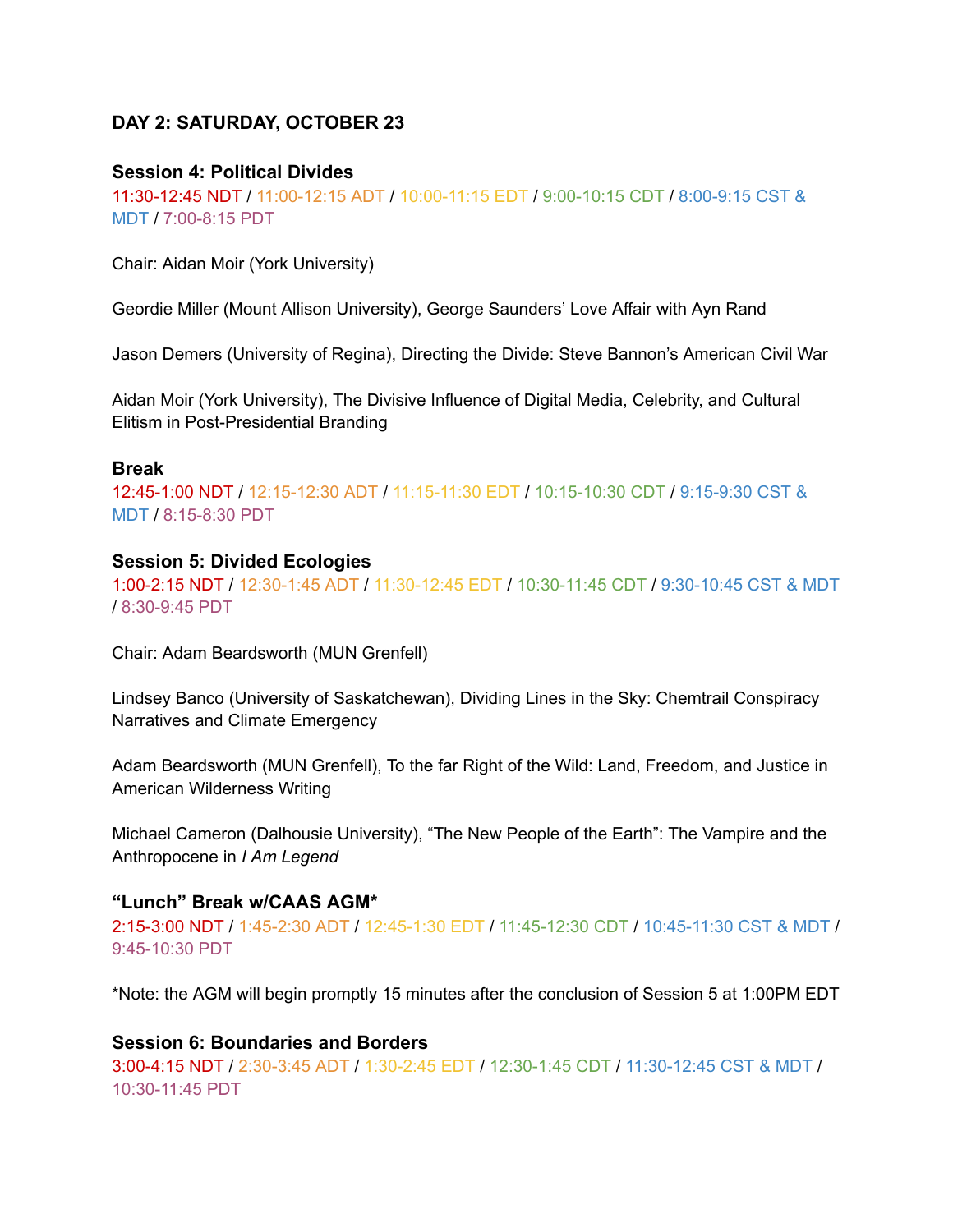**DAY 2: SATURDAY, OCTOBER 23**

**Session 4: Political Divides**

11:30-12:45 NDT / 11:00-12:15 ADT / 10:00-11:15 EDT / 9:00-10:15 CDT / 8:00-9:15 CST & MDT / 7:00-8:15 PDT

Chair: Aidan Moir (York University)

Geordie Miller (Mount Allison University), George Saunders' Love Affair with Ayn Rand

Jason Demers (University of Regina), Directing the Divide: Steve Bannon's American Civil War

Aidan Moir (York University), The Divisive Influence of Digital Media, Celebrity, and Cultural Elitism in Post-Presidential Branding

**Break**

12:45-1:00 NDT / 12:15-12:30 ADT / 11:15-11:30 EDT / 10:15-10:30 CDT / 9:15-9:30 CST & MDT / 8:15-8:30 PDT

**Session 5: Divided Ecologies**

1:00-2:15 NDT / 12:30-1:45 ADT / 11:30-12:45 EDT / 10:30-11:45 CDT / 9:30-10:45 CST & MDT / 8:30-9:45 PDT

Chair: Adam Beardsworth (MUN Grenfell)

Lindsey Banco (University of Saskatchewan), Dividing Lines in the Sky: Chemtrail Conspiracy Narratives and Climate Emergency

Adam Beardsworth (MUN Grenfell), To the far Right of the Wild: Land, Freedom, and Justice in American Wilderness Writing

Michael Cameron (Dalhousie University), "The New People of the Earth": The Vampire and the Anthropocene in *I Am Legend*

**"Lunch" Break w/CAAS AGM***

2:15-3:00 NDT / 1:45-2:30 ADT / 12:45-1:30 EDT / 11:45-12:30 CDT / 10:45-11:30 CST & MDT / 9:45-10:30 PDT

*Note: the AGM will begin promptly 15 minutes after the conclusion of Session 5 at 1:00PM EDT

**Session 6: Boundaries and Borders**

3:00-4:15 NDT / 2:30-3:45 ADT / 1:30-2:45 EDT / 12:30-1:45 CDT / 11:30-12:45 CST & MDT / 10:30-11:45 PDT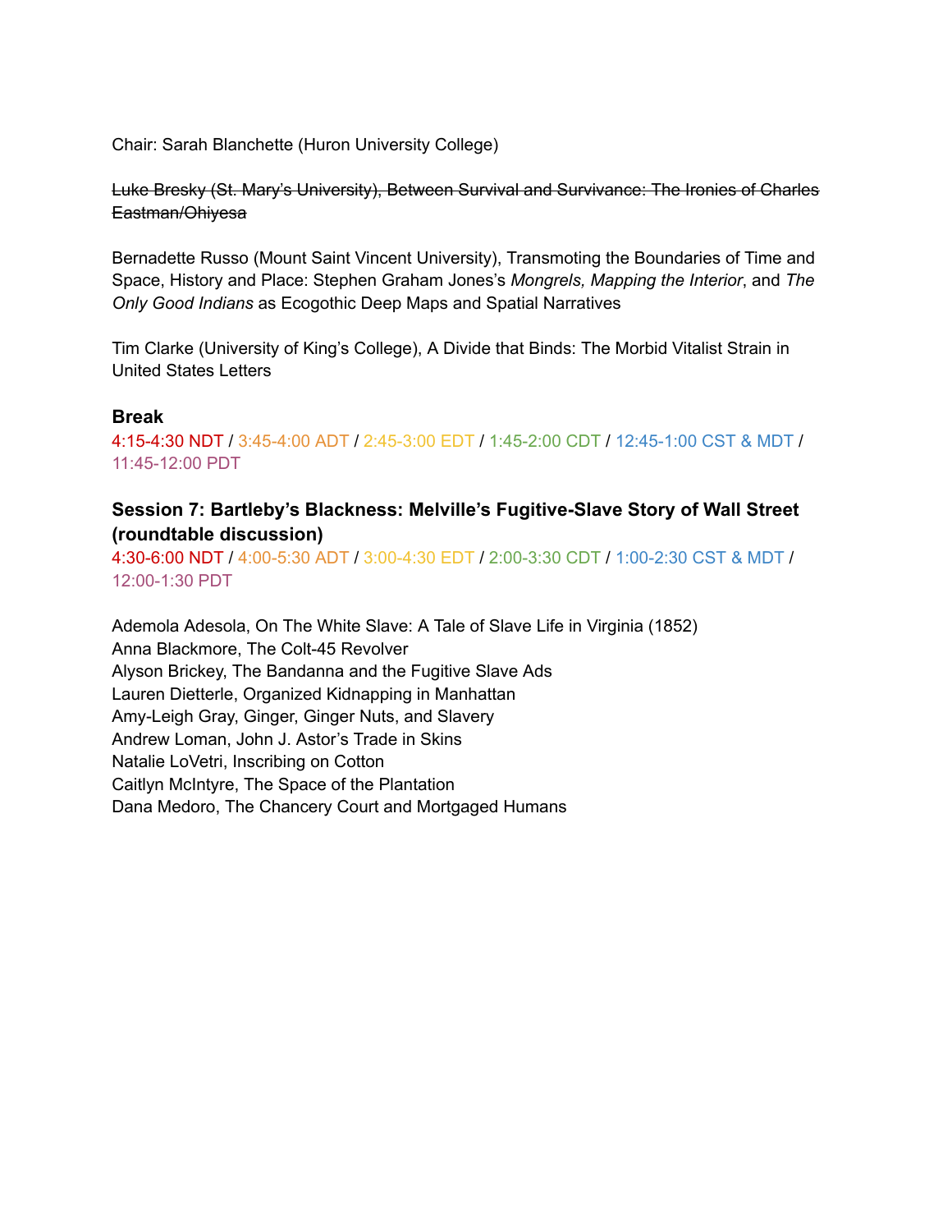Chair: Sarah Blanchette (Huron University College)

~~Luke Bresky (St. Mary's University), Between Survival and Survivance: The Ironies of Charles Eastman/Ohiyesa~~

Bernadette Russo (Mount Saint Vincent University), Transmoting the Boundaries of Time and Space, History and Place: Stephen Graham Jones's *Mongrels, Mapping the Interior*, and *The Only Good Indians* as Ecogothic Deep Maps and Spatial Narratives

Tim Clarke (University of King's College), A Divide that Binds: The Morbid Vitalist Strain in United States Letters

### Break

4:15-4:30 NDT / 3:45-4:00 ADT / 2:45-3:00 EDT / 1:45-2:00 CDT / 12:45-1:00 CST & MDT / 11:45-12:00 PDT

### Session 7: Bartleby's Blackness: Melville's Fugitive-Slave Story of Wall Street (roundtable discussion)

4:30-6:00 NDT / 4:00-5:30 ADT / 3:00-4:30 EDT / 2:00-3:30 CDT / 1:00-2:30 CST & MDT / 12:00-1:30 PDT

Ademola Adesola, On The White Slave: A Tale of Slave Life in Virginia (1852)
Anna Blackmore, The Colt-45 Revolver
Alyson Brickey, The Bandanna and the Fugitive Slave Ads
Lauren Dietterle, Organized Kidnapping in Manhattan
Amy-Leigh Gray, Ginger, Ginger Nuts, and Slavery
Andrew Loman, John J. Astor's Trade in Skins
Natalie LoVetri, Inscribing on Cotton
Caitlyn McIntyre, The Space of the Plantation
Dana Medoro, The Chancery Court and Mortgaged Humans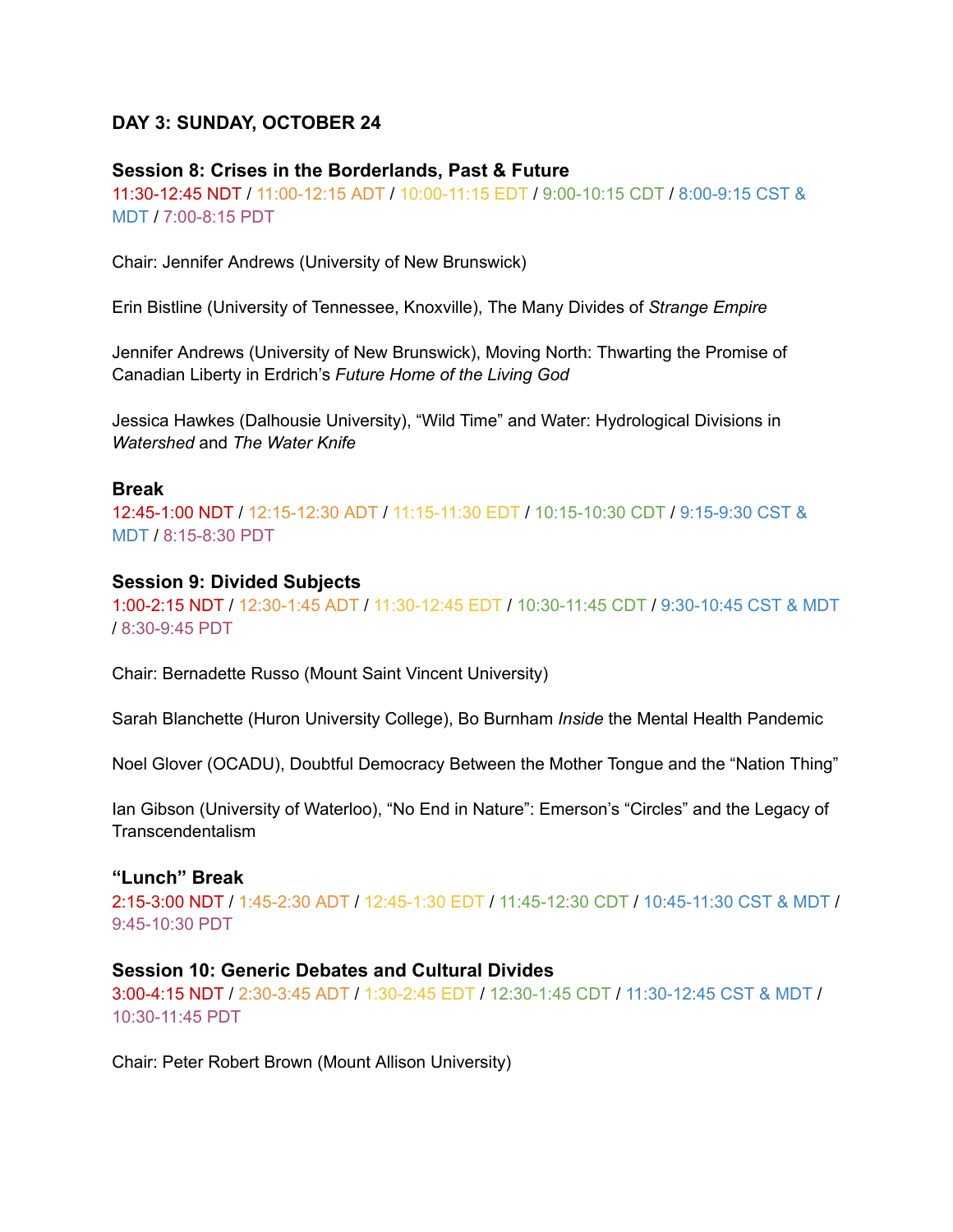**DAY 3: SUNDAY, OCTOBER 24**

**Session 8: Crises in the Borderlands, Past & Future**
11:30-12:45 NDT / 11:00-12:15 ADT / 10:00-11:15 EDT / 9:00-10:15 CDT / 8:00-9:15 CST & MDT / 7:00-8:15 PDT

Chair: Jennifer Andrews (University of New Brunswick)

Erin Bistline (University of Tennessee, Knoxville), The Many Divides of *Strange Empire*

Jennifer Andrews (University of New Brunswick), Moving North: Thwarting the Promise of Canadian Liberty in Erdrich's *Future Home of the Living God*

Jessica Hawkes (Dalhousie University), "Wild Time" and Water: Hydrological Divisions in *Watershed* and *The Water Knife*

**Break**
12:45-1:00 NDT / 12:15-12:30 ADT / 11:15-11:30 EDT / 10:15-10:30 CDT / 9:15-9:30 CST & MDT / 8:15-8:30 PDT

**Session 9: Divided Subjects**
1:00-2:15 NDT / 12:30-1:45 ADT / 11:30-12:45 EDT / 10:30-11:45 CDT / 9:30-10:45 CST & MDT / 8:30-9:45 PDT

Chair: Bernadette Russo (Mount Saint Vincent University)

Sarah Blanchette (Huron University College), Bo Burnham *Inside* the Mental Health Pandemic

Noel Glover (OCADU), Doubtful Democracy Between the Mother Tongue and the "Nation Thing"

Ian Gibson (University of Waterloo), "No End in Nature": Emerson's "Circles" and the Legacy of Transcendentalism

**"Lunch" Break**
2:15-3:00 NDT / 1:45-2:30 ADT / 12:45-1:30 EDT / 11:45-12:30 CDT / 10:45-11:30 CST & MDT / 9:45-10:30 PDT

**Session 10: Generic Debates and Cultural Divides**
3:00-4:15 NDT / 2:30-3:45 ADT / 1:30-2:45 EDT / 12:30-1:45 CDT / 11:30-12:45 CST & MDT / 10:30-11:45 PDT

Chair: Peter Robert Brown (Mount Allison University)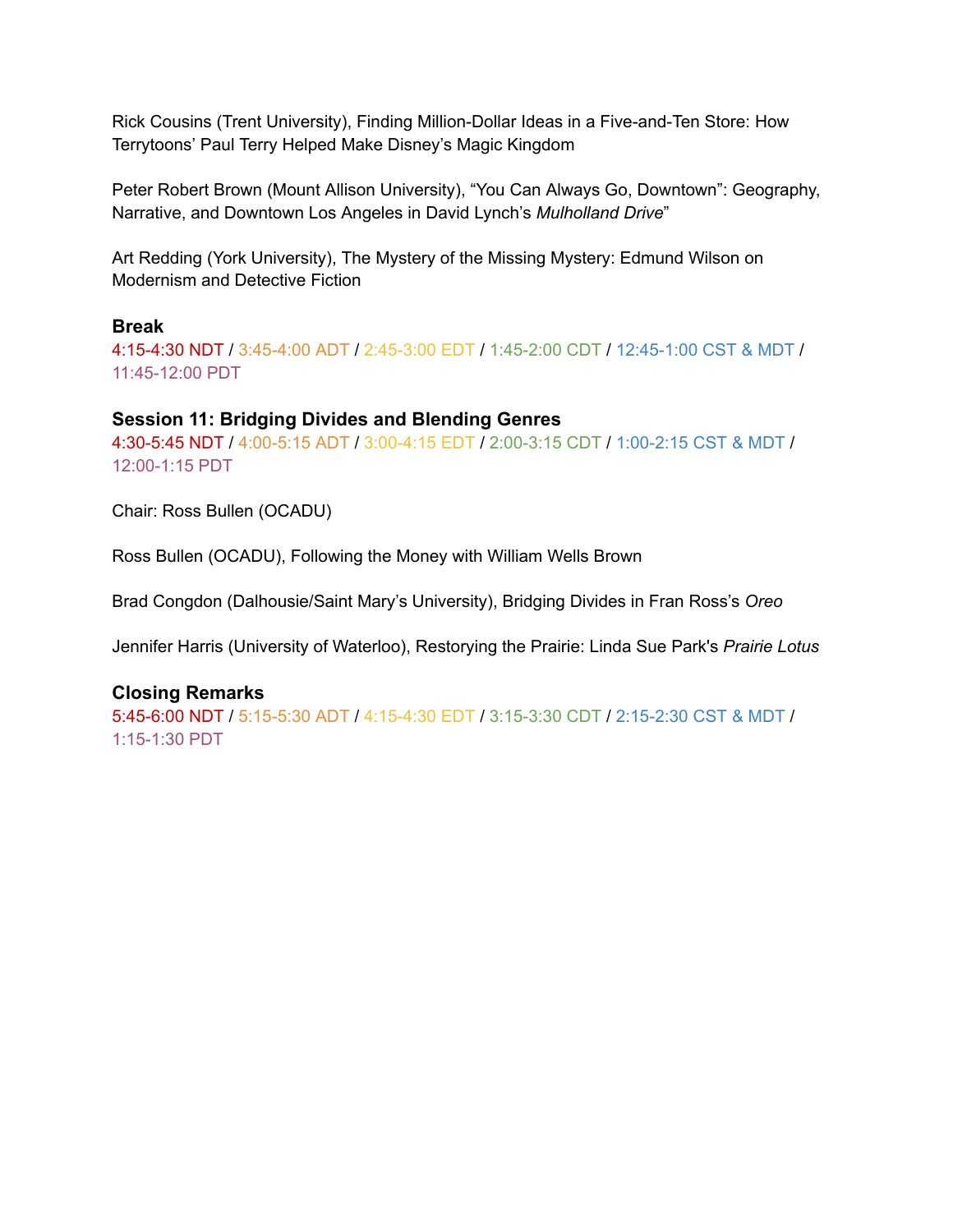Rick Cousins (Trent University), Finding Million-Dollar Ideas in a Five-and-Ten Store: How Terrytoons' Paul Terry Helped Make Disney's Magic Kingdom

Peter Robert Brown (Mount Allison University), "You Can Always Go, Downtown": Geography, Narrative, and Downtown Los Angeles in David Lynch's *Mulholland Drive*"

Art Redding (York University), The Mystery of the Missing Mystery: Edmund Wilson on Modernism and Detective Fiction

**Break**

4:15-4:30 NDT / 3:45-4:00 ADT / 2:45-3:00 EDT / 1:45-2:00 CDT / 12:45-1:00 CST & MDT / 11:45-12:00 PDT

**Session 11: Bridging Divides and Blending Genres**

4:30-5:45 NDT / 4:00-5:15 ADT / 3:00-4:15 EDT / 2:00-3:15 CDT / 1:00-2:15 CST & MDT / 12:00-1:15 PDT

Chair: Ross Bullen (OCADU)

Ross Bullen (OCADU), Following the Money with William Wells Brown

Brad Congdon (Dalhousie/Saint Mary's University), Bridging Divides in Fran Ross's *Oreo*

Jennifer Harris (University of Waterloo), Restorying the Prairie: Linda Sue Park's *Prairie Lotus*

**Closing Remarks**

5:45-6:00 NDT / 5:15-5:30 ADT / 4:15-4:30 EDT / 3:15-3:30 CDT / 2:15-2:30 CST & MDT / 1:15-1:30 PDT